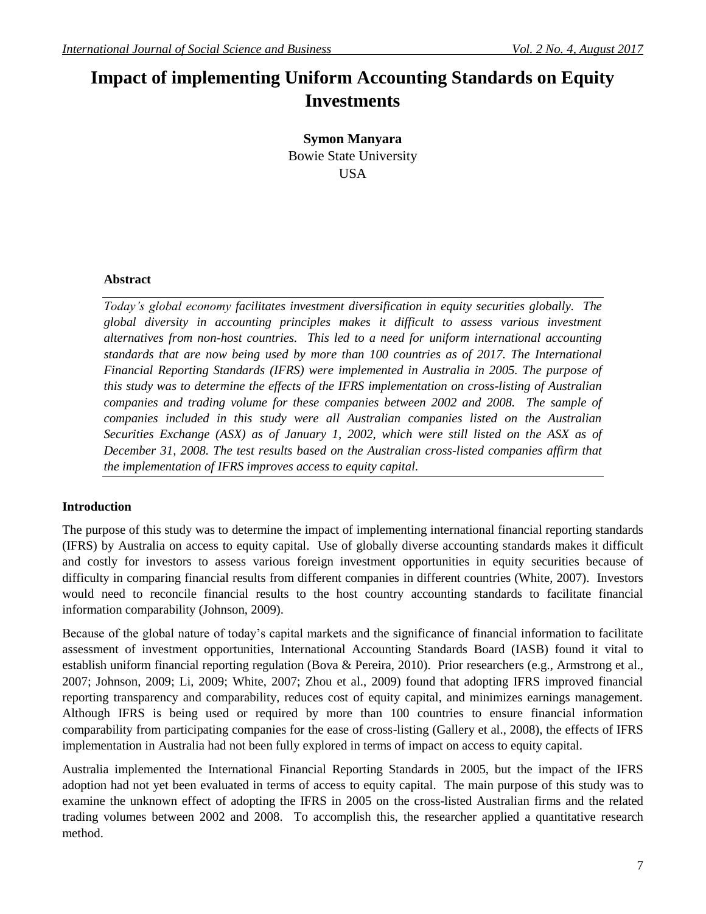# Impact of implementing Uniform Accounting Standards on Equity Investments

**Symon Manyara**
Bowie State University
USA

### Abstract

*Today's global economy facilitates investment diversification in equity securities globally. The global diversity in accounting principles makes it difficult to assess various investment alternatives from non-host countries. This led to a need for uniform international accounting standards that are now being used by more than 100 countries as of 2017. The International Financial Reporting Standards (IFRS) were implemented in Australia in 2005. The purpose of this study was to determine the effects of the IFRS implementation on cross-listing of Australian companies and trading volume for these companies between 2002 and 2008. The sample of companies included in this study were all Australian companies listed on the Australian Securities Exchange (ASX) as of January 1, 2002, which were still listed on the ASX as of December 31, 2008. The test results based on the Australian cross-listed companies affirm that the implementation of IFRS improves access to equity capital.*

## Introduction

The purpose of this study was to determine the impact of implementing international financial reporting standards (IFRS) by Australia on access to equity capital. Use of globally diverse accounting standards makes it difficult and costly for investors to assess various foreign investment opportunities in equity securities because of difficulty in comparing financial results from different companies in different countries (White, 2007). Investors would need to reconcile financial results to the host country accounting standards to facilitate financial information comparability (Johnson, 2009).

Because of the global nature of today's capital markets and the significance of financial information to facilitate assessment of investment opportunities, International Accounting Standards Board (IASB) found it vital to establish uniform financial reporting regulation (Bova & Pereira, 2010). Prior researchers (e.g., Armstrong et al., 2007; Johnson, 2009; Li, 2009; White, 2007; Zhou et al., 2009) found that adopting IFRS improved financial reporting transparency and comparability, reduces cost of equity capital, and minimizes earnings management. Although IFRS is being used or required by more than 100 countries to ensure financial information comparability from participating companies for the ease of cross-listing (Gallery et al., 2008), the effects of IFRS implementation in Australia had not been fully explored in terms of impact on access to equity capital.

Australia implemented the International Financial Reporting Standards in 2005, but the impact of the IFRS adoption had not yet been evaluated in terms of access to equity capital. The main purpose of this study was to examine the unknown effect of adopting the IFRS in 2005 on the cross-listed Australian firms and the related trading volumes between 2002 and 2008. To accomplish this, the researcher applied a quantitative research method.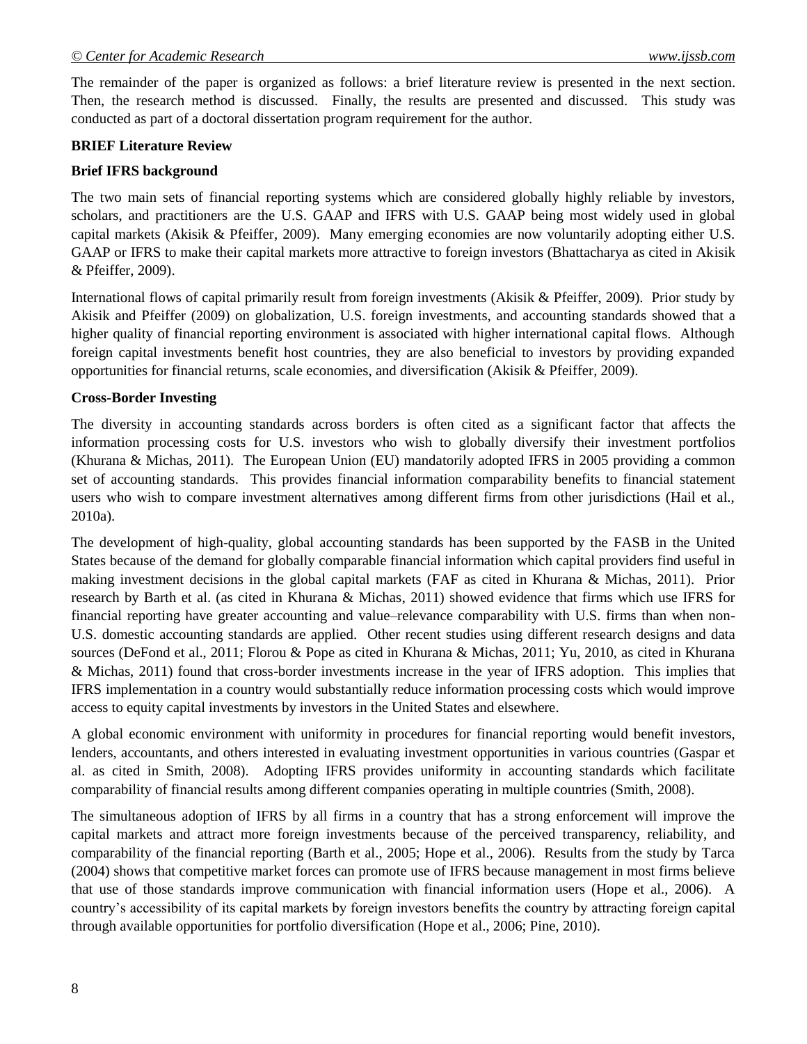The remainder of the paper is organized as follows: a brief literature review is presented in the next section. Then, the research method is discussed. Finally, the results are presented and discussed. This study was conducted as part of a doctoral dissertation program requirement for the author.

## BRIEF Literature Review

### Brief IFRS background

The two main sets of financial reporting systems which are considered globally highly reliable by investors, scholars, and practitioners are the U.S. GAAP and IFRS with U.S. GAAP being most widely used in global capital markets (Akisik & Pfeiffer, 2009). Many emerging economies are now voluntarily adopting either U.S. GAAP or IFRS to make their capital markets more attractive to foreign investors (Bhattacharya as cited in Akisik & Pfeiffer, 2009).

International flows of capital primarily result from foreign investments (Akisik & Pfeiffer, 2009). Prior study by Akisik and Pfeiffer (2009) on globalization, U.S. foreign investments, and accounting standards showed that a higher quality of financial reporting environment is associated with higher international capital flows. Although foreign capital investments benefit host countries, they are also beneficial to investors by providing expanded opportunities for financial returns, scale economies, and diversification (Akisik & Pfeiffer, 2009).

### Cross-Border Investing

The diversity in accounting standards across borders is often cited as a significant factor that affects the information processing costs for U.S. investors who wish to globally diversify their investment portfolios (Khurana & Michas, 2011). The European Union (EU) mandatorily adopted IFRS in 2005 providing a common set of accounting standards. This provides financial information comparability benefits to financial statement users who wish to compare investment alternatives among different firms from other jurisdictions (Hail et al., 2010a).

The development of high-quality, global accounting standards has been supported by the FASB in the United States because of the demand for globally comparable financial information which capital providers find useful in making investment decisions in the global capital markets (FAF as cited in Khurana & Michas, 2011). Prior research by Barth et al. (as cited in Khurana & Michas, 2011) showed evidence that firms which use IFRS for financial reporting have greater accounting and value–relevance comparability with U.S. firms than when non-U.S. domestic accounting standards are applied. Other recent studies using different research designs and data sources (DeFond et al., 2011; Florou & Pope as cited in Khurana & Michas, 2011; Yu, 2010, as cited in Khurana & Michas, 2011) found that cross-border investments increase in the year of IFRS adoption. This implies that IFRS implementation in a country would substantially reduce information processing costs which would improve access to equity capital investments by investors in the United States and elsewhere.

A global economic environment with uniformity in procedures for financial reporting would benefit investors, lenders, accountants, and others interested in evaluating investment opportunities in various countries (Gaspar et al. as cited in Smith, 2008). Adopting IFRS provides uniformity in accounting standards which facilitate comparability of financial results among different companies operating in multiple countries (Smith, 2008).

The simultaneous adoption of IFRS by all firms in a country that has a strong enforcement will improve the capital markets and attract more foreign investments because of the perceived transparency, reliability, and comparability of the financial reporting (Barth et al., 2005; Hope et al., 2006). Results from the study by Tarca (2004) shows that competitive market forces can promote use of IFRS because management in most firms believe that use of those standards improve communication with financial information users (Hope et al., 2006). A country's accessibility of its capital markets by foreign investors benefits the country by attracting foreign capital through available opportunities for portfolio diversification (Hope et al., 2006; Pine, 2010).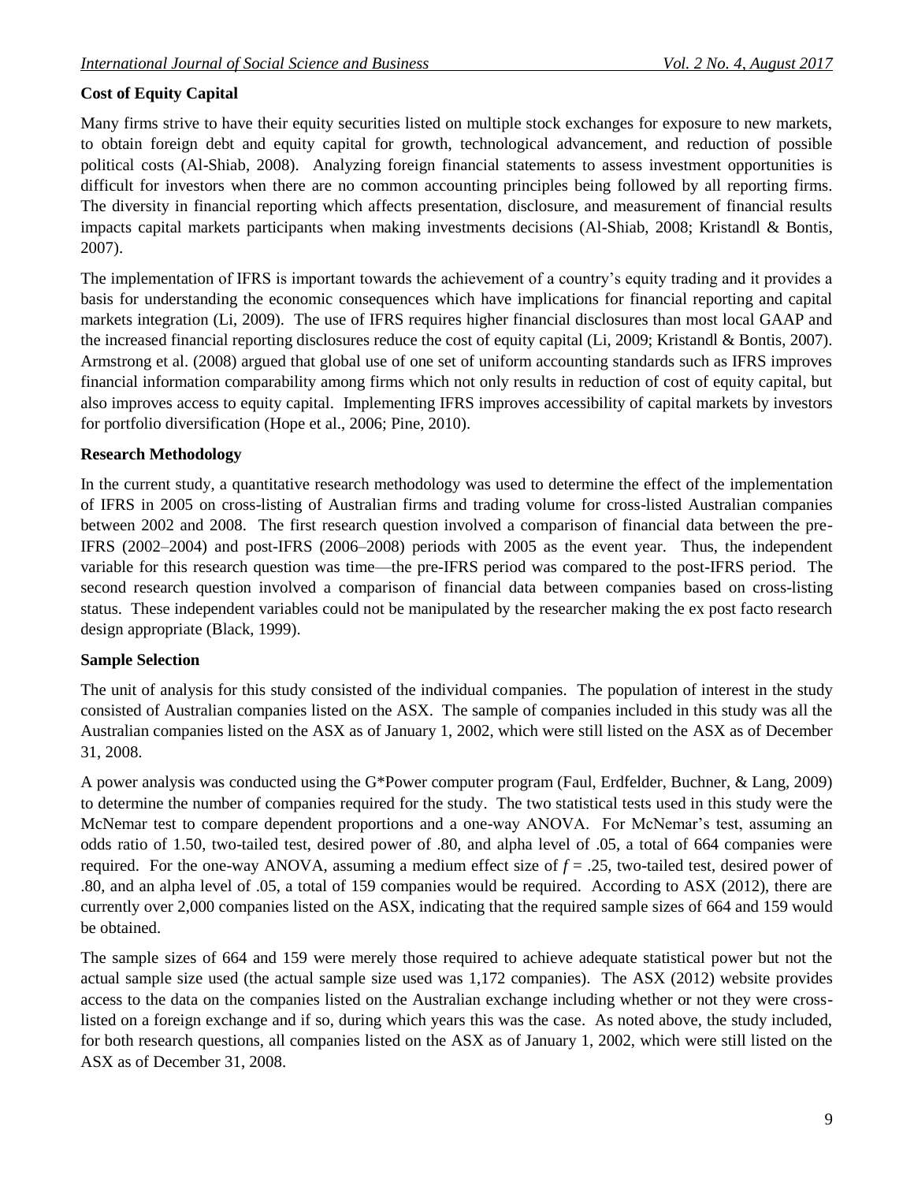### Cost of Equity Capital

Many firms strive to have their equity securities listed on multiple stock exchanges for exposure to new markets, to obtain foreign debt and equity capital for growth, technological advancement, and reduction of possible political costs (Al-Shiab, 2008). Analyzing foreign financial statements to assess investment opportunities is difficult for investors when there are no common accounting principles being followed by all reporting firms. The diversity in financial reporting which affects presentation, disclosure, and measurement of financial results impacts capital markets participants when making investments decisions (Al-Shiab, 2008; Kristandl & Bontis, 2007).

The implementation of IFRS is important towards the achievement of a country's equity trading and it provides a basis for understanding the economic consequences which have implications for financial reporting and capital markets integration (Li, 2009). The use of IFRS requires higher financial disclosures than most local GAAP and the increased financial reporting disclosures reduce the cost of equity capital (Li, 2009; Kristandl & Bontis, 2007). Armstrong et al. (2008) argued that global use of one set of uniform accounting standards such as IFRS improves financial information comparability among firms which not only results in reduction of cost of equity capital, but also improves access to equity capital. Implementing IFRS improves accessibility of capital markets by investors for portfolio diversification (Hope et al., 2006; Pine, 2010).

### Research Methodology

In the current study, a quantitative research methodology was used to determine the effect of the implementation of IFRS in 2005 on cross-listing of Australian firms and trading volume for cross-listed Australian companies between 2002 and 2008. The first research question involved a comparison of financial data between the pre-IFRS (2002–2004) and post-IFRS (2006–2008) periods with 2005 as the event year. Thus, the independent variable for this research question was time—the pre-IFRS period was compared to the post-IFRS period. The second research question involved a comparison of financial data between companies based on cross-listing status. These independent variables could not be manipulated by the researcher making the ex post facto research design appropriate (Black, 1999).

### Sample Selection

The unit of analysis for this study consisted of the individual companies. The population of interest in the study consisted of Australian companies listed on the ASX. The sample of companies included in this study was all the Australian companies listed on the ASX as of January 1, 2002, which were still listed on the ASX as of December 31, 2008.

A power analysis was conducted using the G*Power computer program (Faul, Erdfelder, Buchner, & Lang, 2009) to determine the number of companies required for the study. The two statistical tests used in this study were the McNemar test to compare dependent proportions and a one-way ANOVA. For McNemar's test, assuming an odds ratio of 1.50, two-tailed test, desired power of .80, and alpha level of .05, a total of 664 companies were required. For the one-way ANOVA, assuming a medium effect size of $f = .25$, two-tailed test, desired power of .80, and an alpha level of .05, a total of 159 companies would be required. According to ASX (2012), there are currently over 2,000 companies listed on the ASX, indicating that the required sample sizes of 664 and 159 would be obtained.

The sample sizes of 664 and 159 were merely those required to achieve adequate statistical power but not the actual sample size used (the actual sample size used was 1,172 companies). The ASX (2012) website provides access to the data on the companies listed on the Australian exchange including whether or not they were cross-listed on a foreign exchange and if so, during which years this was the case. As noted above, the study included, for both research questions, all companies listed on the ASX as of January 1, 2002, which were still listed on the ASX as of December 31, 2008.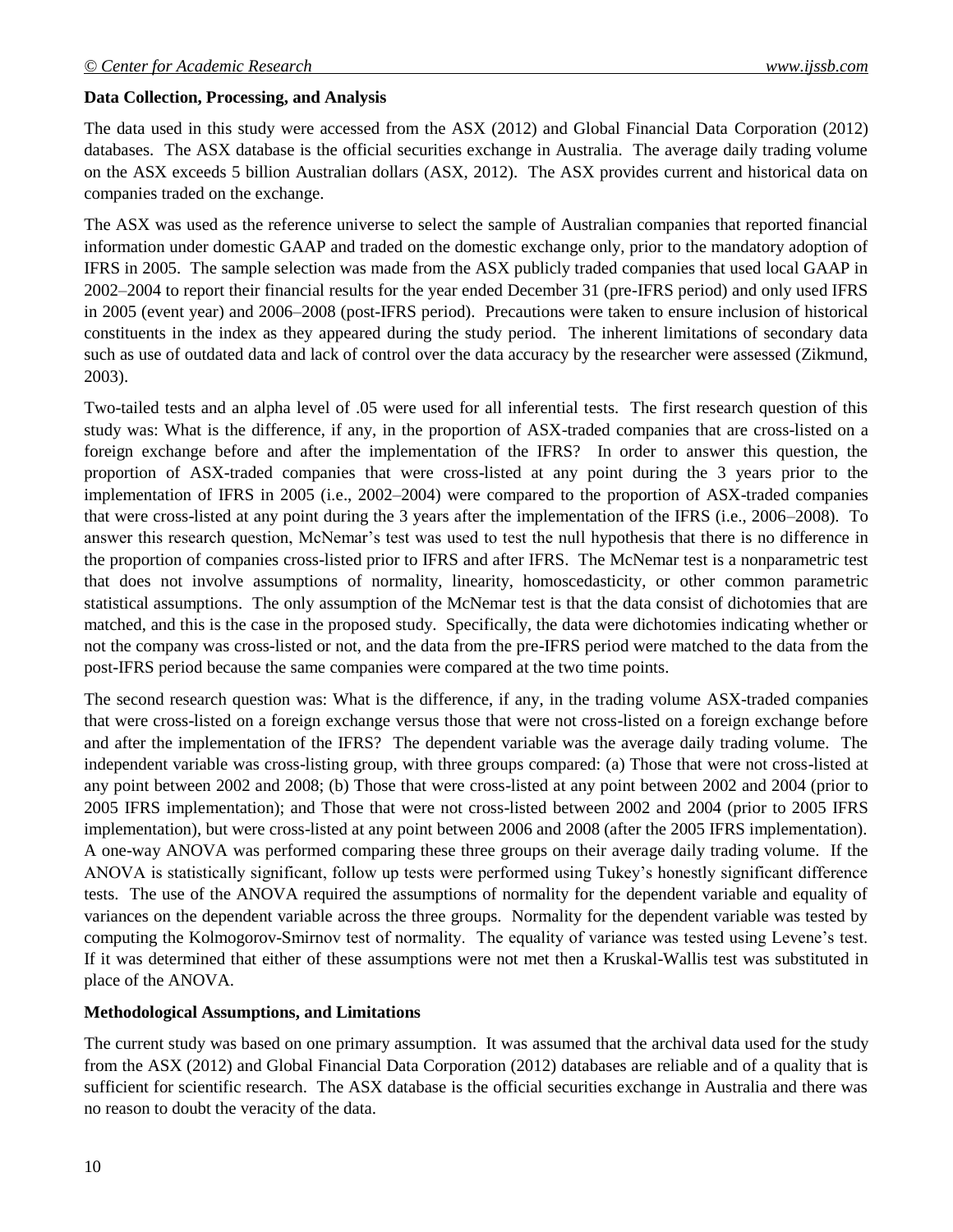**Data Collection, Processing, and Analysis**

The data used in this study were accessed from the ASX (2012) and Global Financial Data Corporation (2012) databases. The ASX database is the official securities exchange in Australia. The average daily trading volume on the ASX exceeds 5 billion Australian dollars (ASX, 2012). The ASX provides current and historical data on companies traded on the exchange.

The ASX was used as the reference universe to select the sample of Australian companies that reported financial information under domestic GAAP and traded on the domestic exchange only, prior to the mandatory adoption of IFRS in 2005. The sample selection was made from the ASX publicly traded companies that used local GAAP in 2002–2004 to report their financial results for the year ended December 31 (pre-IFRS period) and only used IFRS in 2005 (event year) and 2006–2008 (post-IFRS period). Precautions were taken to ensure inclusion of historical constituents in the index as they appeared during the study period. The inherent limitations of secondary data such as use of outdated data and lack of control over the data accuracy by the researcher were assessed (Zikmund, 2003).

Two-tailed tests and an alpha level of .05 were used for all inferential tests. The first research question of this study was: What is the difference, if any, in the proportion of ASX-traded companies that are cross-listed on a foreign exchange before and after the implementation of the IFRS? In order to answer this question, the proportion of ASX-traded companies that were cross-listed at any point during the 3 years prior to the implementation of IFRS in 2005 (i.e., 2002–2004) were compared to the proportion of ASX-traded companies that were cross-listed at any point during the 3 years after the implementation of the IFRS (i.e., 2006–2008). To answer this research question, McNemar's test was used to test the null hypothesis that there is no difference in the proportion of companies cross-listed prior to IFRS and after IFRS. The McNemar test is a nonparametric test that does not involve assumptions of normality, linearity, homoscedasticity, or other common parametric statistical assumptions. The only assumption of the McNemar test is that the data consist of dichotomies that are matched, and this is the case in the proposed study. Specifically, the data were dichotomies indicating whether or not the company was cross-listed or not, and the data from the pre-IFRS period were matched to the data from the post-IFRS period because the same companies were compared at the two time points.

The second research question was: What is the difference, if any, in the trading volume ASX-traded companies that were cross-listed on a foreign exchange versus those that were not cross-listed on a foreign exchange before and after the implementation of the IFRS? The dependent variable was the average daily trading volume. The independent variable was cross-listing group, with three groups compared: (a) Those that were not cross-listed at any point between 2002 and 2008; (b) Those that were cross-listed at any point between 2002 and 2004 (prior to 2005 IFRS implementation); and Those that were not cross-listed between 2002 and 2004 (prior to 2005 IFRS implementation), but were cross-listed at any point between 2006 and 2008 (after the 2005 IFRS implementation). A one-way ANOVA was performed comparing these three groups on their average daily trading volume. If the ANOVA is statistically significant, follow up tests were performed using Tukey's honestly significant difference tests. The use of the ANOVA required the assumptions of normality for the dependent variable and equality of variances on the dependent variable across the three groups. Normality for the dependent variable was tested by computing the Kolmogorov-Smirnov test of normality. The equality of variance was tested using Levene's test. If it was determined that either of these assumptions were not met then a Kruskal-Wallis test was substituted in place of the ANOVA.

**Methodological Assumptions, and Limitations**

The current study was based on one primary assumption. It was assumed that the archival data used for the study from the ASX (2012) and Global Financial Data Corporation (2012) databases are reliable and of a quality that is sufficient for scientific research. The ASX database is the official securities exchange in Australia and there was no reason to doubt the veracity of the data.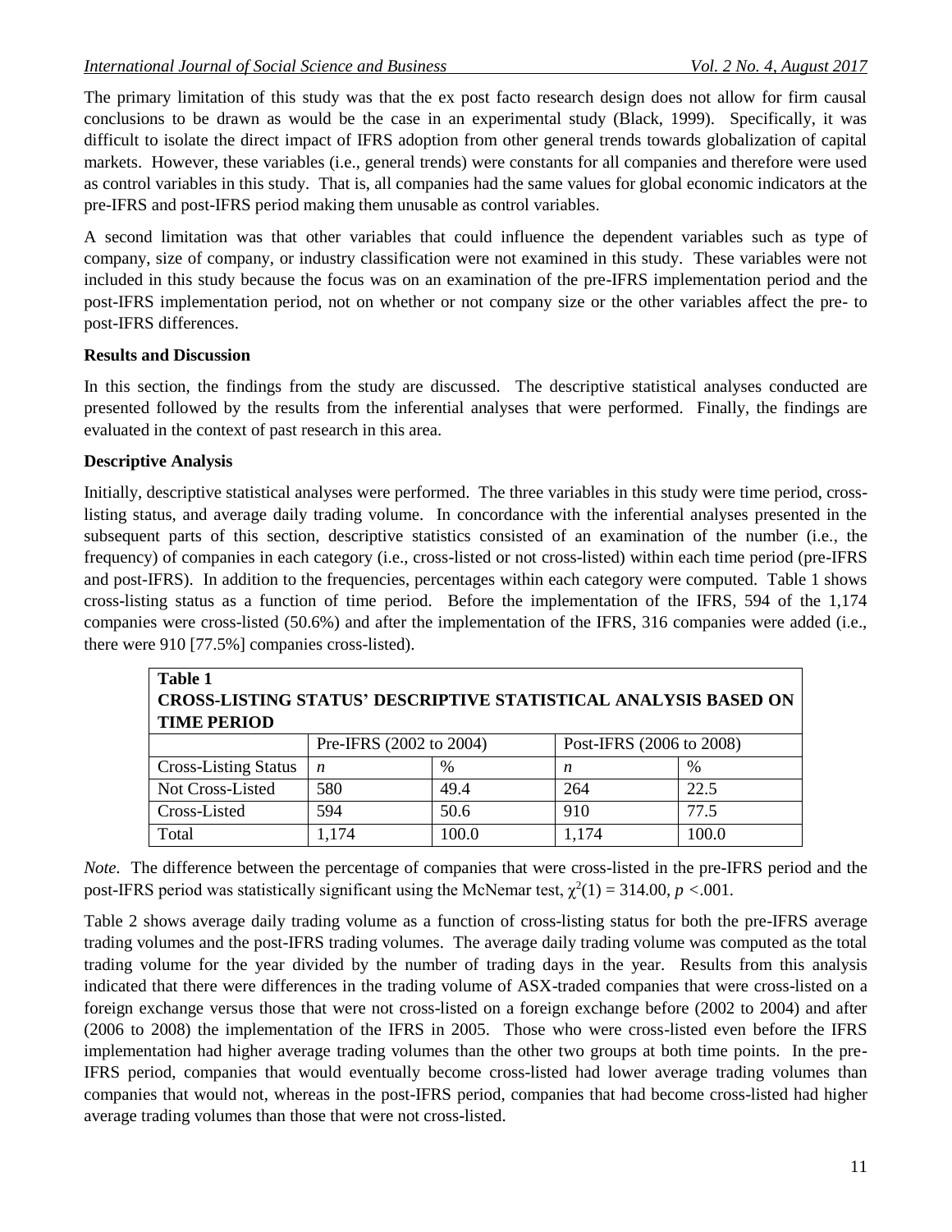The primary limitation of this study was that the ex post facto research design does not allow for firm causal conclusions to be drawn as would be the case in an experimental study (Black, 1999). Specifically, it was difficult to isolate the direct impact of IFRS adoption from other general trends towards globalization of capital markets. However, these variables (i.e., general trends) were constants for all companies and therefore were used as control variables in this study. That is, all companies had the same values for global economic indicators at the pre-IFRS and post-IFRS period making them unusable as control variables.

A second limitation was that other variables that could influence the dependent variables such as type of company, size of company, or industry classification were not examined in this study. These variables were not included in this study because the focus was on an examination of the pre-IFRS implementation period and the post-IFRS implementation period, not on whether or not company size or the other variables affect the pre- to post-IFRS differences.

**Results and Discussion**

In this section, the findings from the study are discussed. The descriptive statistical analyses conducted are presented followed by the results from the inferential analyses that were performed. Finally, the findings are evaluated in the context of past research in this area.

**Descriptive Analysis**

Initially, descriptive statistical analyses were performed. The three variables in this study were time period, cross-listing status, and average daily trading volume. In concordance with the inferential analyses presented in the subsequent parts of this section, descriptive statistics consisted of an examination of the number (i.e., the frequency) of companies in each category (i.e., cross-listed or not cross-listed) within each time period (pre-IFRS and post-IFRS). In addition to the frequencies, percentages within each category were computed. Table 1 shows cross-listing status as a function of time period. Before the implementation of the IFRS, 594 of the 1,174 companies were cross-listed (50.6%) and after the implementation of the IFRS, 316 companies were added (i.e., there were 910 [77.5%] companies cross-listed).

**Table 1**
**CROSS-LISTING STATUS' DESCRIPTIVE STATISTICAL ANALYSIS BASED ON TIME PERIOD**

| | Pre-IFRS (2002 to 2004) | | Post-IFRS (2006 to 2008) | |
|---|---|---|---|---|
| Cross-Listing Status | *n* | % | *n* | % |
| Not Cross-Listed | 580 | 49.4 | 264 | 22.5 |
| Cross-Listed | 594 | 50.6 | 910 | 77.5 |
| Total | 1,174 | 100.0 | 1,174 | 100.0 |

*Note.* The difference between the percentage of companies that were cross-listed in the pre-IFRS period and the post-IFRS period was statistically significant using the McNemar test, $\chi^2(1) = 314.00$, $p < .001$.

Table 2 shows average daily trading volume as a function of cross-listing status for both the pre-IFRS average trading volumes and the post-IFRS trading volumes. The average daily trading volume was computed as the total trading volume for the year divided by the number of trading days in the year. Results from this analysis indicated that there were differences in the trading volume of ASX-traded companies that were cross-listed on a foreign exchange versus those that were not cross-listed on a foreign exchange before (2002 to 2004) and after (2006 to 2008) the implementation of the IFRS in 2005. Those who were cross-listed even before the IFRS implementation had higher average trading volumes than the other two groups at both time points. In the pre-IFRS period, companies that would eventually become cross-listed had lower average trading volumes than companies that would not, whereas in the post-IFRS period, companies that had become cross-listed had higher average trading volumes than those that were not cross-listed.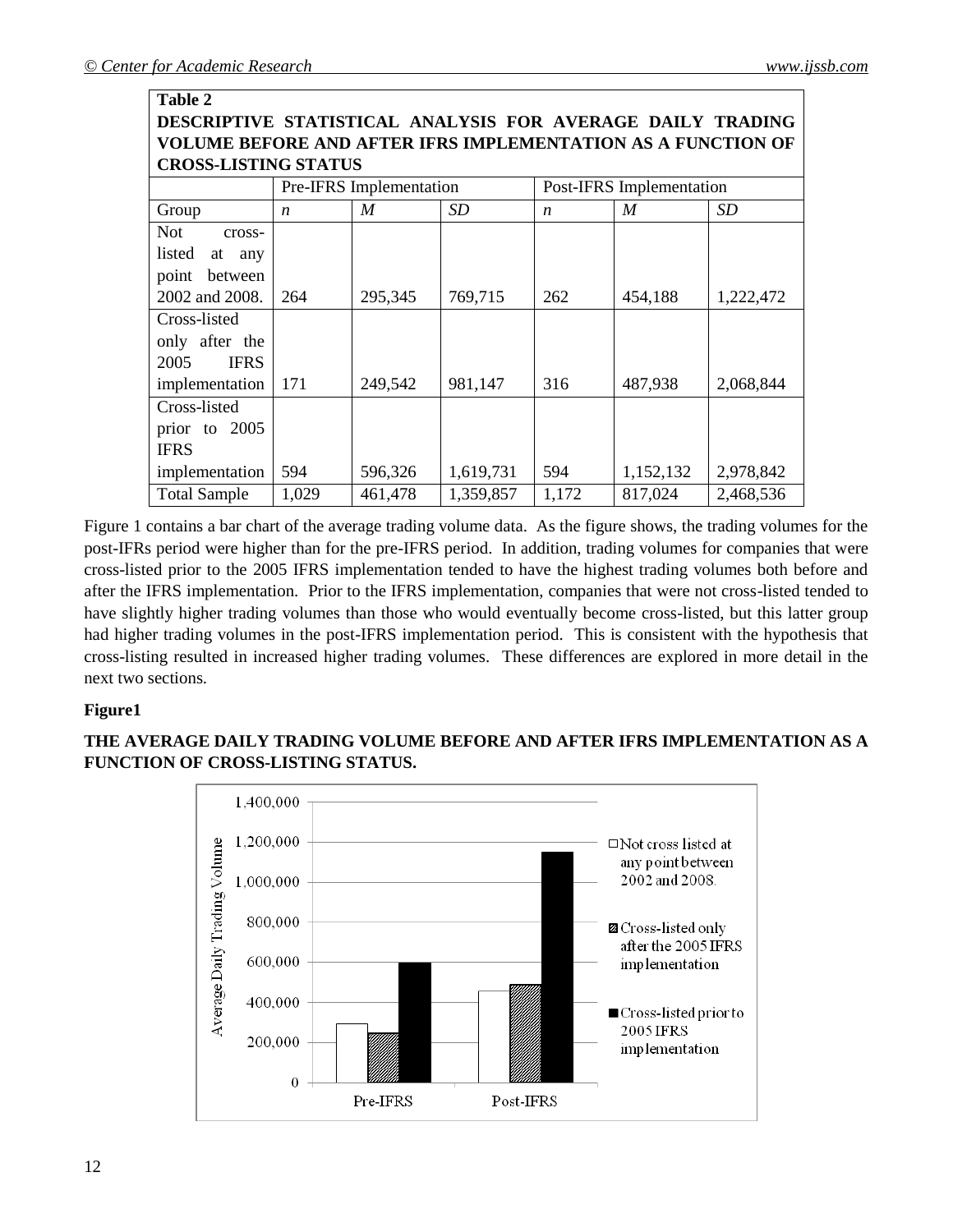**Table 2**

**DESCRIPTIVE STATISTICAL ANALYSIS FOR AVERAGE DAILY TRADING VOLUME BEFORE AND AFTER IFRS IMPLEMENTATION AS A FUNCTION OF CROSS-LISTING STATUS**

| | Pre-IFRS Implementation | | | Post-IFRS Implementation | | |
|---|---|---|---|---|---|---|
| Group | *n* | *M* | *SD* | *n* | *M* | *SD* |
| Not cross-listed at any point between 2002 and 2008. | 264 | 295,345 | 769,715 | 262 | 454,188 | 1,222,472 |
| Cross-listed only after the 2005 IFRS implementation | 171 | 249,542 | 981,147 | 316 | 487,938 | 2,068,844 |
| Cross-listed prior to 2005 IFRS implementation | 594 | 596,326 | 1,619,731 | 594 | 1,152,132 | 2,978,842 |
| Total Sample | 1,029 | 461,478 | 1,359,857 | 1,172 | 817,024 | 2,468,536 |

Figure 1 contains a bar chart of the average trading volume data. As the figure shows, the trading volumes for the post-IFRs period were higher than for the pre-IFRS period. In addition, trading volumes for companies that were cross-listed prior to the 2005 IFRS implementation tended to have the highest trading volumes both before and after the IFRS implementation. Prior to the IFRS implementation, companies that were not cross-listed tended to have slightly higher trading volumes than those who would eventually become cross-listed, but this latter group had higher trading volumes in the post-IFRS implementation period. This is consistent with the hypothesis that cross-listing resulted in increased higher trading volumes. These differences are explored in more detail in the next two sections.

**Figure1**

**THE AVERAGE DAILY TRADING VOLUME BEFORE AND AFTER IFRS IMPLEMENTATION AS A FUNCTION OF CROSS-LISTING STATUS.**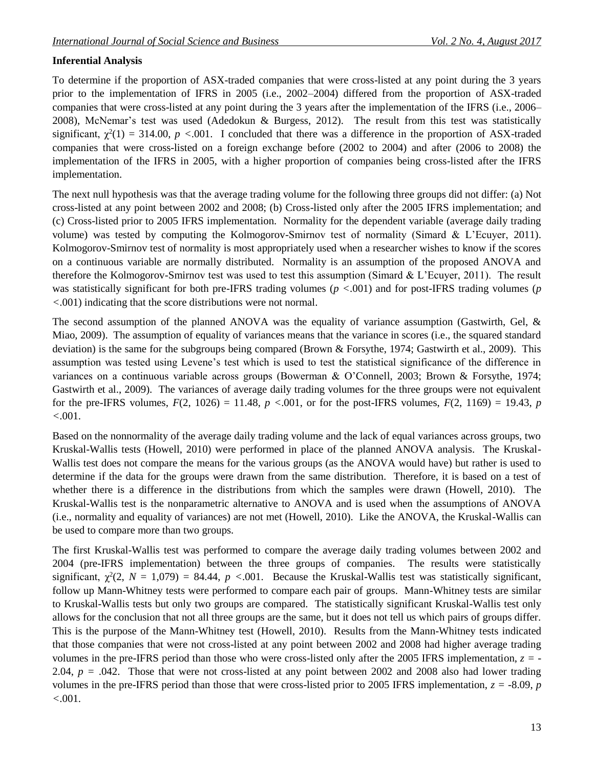**Inferential Analysis**

To determine if the proportion of ASX-traded companies that were cross-listed at any point during the 3 years prior to the implementation of IFRS in 2005 (i.e., 2002–2004) differed from the proportion of ASX-traded companies that were cross-listed at any point during the 3 years after the implementation of the IFRS (i.e., 2006–2008), McNemar's test was used (Adedokun & Burgess, 2012). The result from this test was statistically significant, $\chi^2(1) = 314.00$, $p < .001$. I concluded that there was a difference in the proportion of ASX-traded companies that were cross-listed on a foreign exchange before (2002 to 2004) and after (2006 to 2008) the implementation of the IFRS in 2005, with a higher proportion of companies being cross-listed after the IFRS implementation.

The next null hypothesis was that the average trading volume for the following three groups did not differ: (a) Not cross-listed at any point between 2002 and 2008; (b) Cross-listed only after the 2005 IFRS implementation; and (c) Cross-listed prior to 2005 IFRS implementation. Normality for the dependent variable (average daily trading volume) was tested by computing the Kolmogorov-Smirnov test of normality (Simard & L'Ecuyer, 2011). Kolmogorov-Smirnov test of normality is most appropriately used when a researcher wishes to know if the scores on a continuous variable are normally distributed. Normality is an assumption of the proposed ANOVA and therefore the Kolmogorov-Smirnov test was used to test this assumption (Simard & L'Ecuyer, 2011). The result was statistically significant for both pre-IFRS trading volumes ($p < .001$) and for post-IFRS trading volumes ($p < .001$) indicating that the score distributions were not normal.

The second assumption of the planned ANOVA was the equality of variance assumption (Gastwirth, Gel, & Miao, 2009). The assumption of equality of variances means that the variance in scores (i.e., the squared standard deviation) is the same for the subgroups being compared (Brown & Forsythe, 1974; Gastwirth et al., 2009). This assumption was tested using Levene's test which is used to test the statistical significance of the difference in variances on a continuous variable across groups (Bowerman & O'Connell, 2003; Brown & Forsythe, 1974; Gastwirth et al., 2009). The variances of average daily trading volumes for the three groups were not equivalent for the pre-IFRS volumes, $F(2, 1026) = 11.48$, $p < .001$, or for the post-IFRS volumes, $F(2, 1169) = 19.43$, $p < .001$.

Based on the nonnormality of the average daily trading volume and the lack of equal variances across groups, two Kruskal-Wallis tests (Howell, 2010) were performed in place of the planned ANOVA analysis. The Kruskal-Wallis test does not compare the means for the various groups (as the ANOVA would have) but rather is used to determine if the data for the groups were drawn from the same distribution. Therefore, it is based on a test of whether there is a difference in the distributions from which the samples were drawn (Howell, 2010). The Kruskal-Wallis test is the nonparametric alternative to ANOVA and is used when the assumptions of ANOVA (i.e., normality and equality of variances) are not met (Howell, 2010). Like the ANOVA, the Kruskal-Wallis can be used to compare more than two groups.

The first Kruskal-Wallis test was performed to compare the average daily trading volumes between 2002 and 2004 (pre-IFRS implementation) between the three groups of companies. The results were statistically significant, $\chi^2(2, N = 1{,}079) = 84.44$, $p < .001$. Because the Kruskal-Wallis test was statistically significant, follow up Mann-Whitney tests were performed to compare each pair of groups. Mann-Whitney tests are similar to Kruskal-Wallis tests but only two groups are compared. The statistically significant Kruskal-Wallis test only allows for the conclusion that not all three groups are the same, but it does not tell us which pairs of groups differ. This is the purpose of the Mann-Whitney test (Howell, 2010). Results from the Mann-Whitney tests indicated that those companies that were not cross-listed at any point between 2002 and 2008 had higher average trading volumes in the pre-IFRS period than those who were cross-listed only after the 2005 IFRS implementation, $z = -2.04$, $p = .042$. Those that were not cross-listed at any point between 2002 and 2008 also had lower trading volumes in the pre-IFRS period than those that were cross-listed prior to 2005 IFRS implementation, $z = -8.09$, $p < .001$.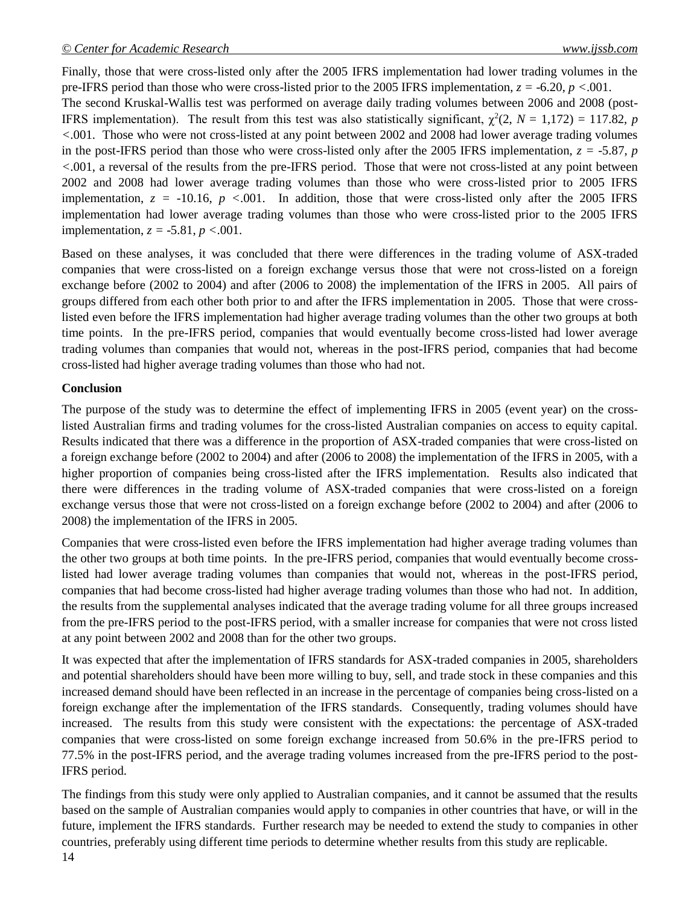Finally, those that were cross-listed only after the 2005 IFRS implementation had lower trading volumes in the pre-IFRS period than those who were cross-listed prior to the 2005 IFRS implementation, $z = -6.20$, $p < .001$.

The second Kruskal-Wallis test was performed on average daily trading volumes between 2006 and 2008 (post-IFRS implementation). The result from this test was also statistically significant, $\chi^2(2, N = 1{,}172) = 117.82$, $p < .001$. Those who were not cross-listed at any point between 2002 and 2008 had lower average trading volumes in the post-IFRS period than those who were cross-listed only after the 2005 IFRS implementation, $z = -5.87$, $p < .001$, a reversal of the results from the pre-IFRS period. Those that were not cross-listed at any point between 2002 and 2008 had lower average trading volumes than those who were cross-listed prior to 2005 IFRS implementation, $z = -10.16$, $p < .001$. In addition, those that were cross-listed only after the 2005 IFRS implementation had lower average trading volumes than those who were cross-listed prior to the 2005 IFRS implementation, $z = -5.81$, $p < .001$.

Based on these analyses, it was concluded that there were differences in the trading volume of ASX-traded companies that were cross-listed on a foreign exchange versus those that were not cross-listed on a foreign exchange before (2002 to 2004) and after (2006 to 2008) the implementation of the IFRS in 2005. All pairs of groups differed from each other both prior to and after the IFRS implementation in 2005. Those that were cross-listed even before the IFRS implementation had higher average trading volumes than the other two groups at both time points. In the pre-IFRS period, companies that would eventually become cross-listed had lower average trading volumes than companies that would not, whereas in the post-IFRS period, companies that had become cross-listed had higher average trading volumes than those who had not.

**Conclusion**

The purpose of the study was to determine the effect of implementing IFRS in 2005 (event year) on the cross-listed Australian firms and trading volumes for the cross-listed Australian companies on access to equity capital. Results indicated that there was a difference in the proportion of ASX-traded companies that were cross-listed on a foreign exchange before (2002 to 2004) and after (2006 to 2008) the implementation of the IFRS in 2005, with a higher proportion of companies being cross-listed after the IFRS implementation. Results also indicated that there were differences in the trading volume of ASX-traded companies that were cross-listed on a foreign exchange versus those that were not cross-listed on a foreign exchange before (2002 to 2004) and after (2006 to 2008) the implementation of the IFRS in 2005.

Companies that were cross-listed even before the IFRS implementation had higher average trading volumes than the other two groups at both time points. In the pre-IFRS period, companies that would eventually become cross-listed had lower average trading volumes than companies that would not, whereas in the post-IFRS period, companies that had become cross-listed had higher average trading volumes than those who had not. In addition, the results from the supplemental analyses indicated that the average trading volume for all three groups increased from the pre-IFRS period to the post-IFRS period, with a smaller increase for companies that were not cross listed at any point between 2002 and 2008 than for the other two groups.

It was expected that after the implementation of IFRS standards for ASX-traded companies in 2005, shareholders and potential shareholders should have been more willing to buy, sell, and trade stock in these companies and this increased demand should have been reflected in an increase in the percentage of companies being cross-listed on a foreign exchange after the implementation of the IFRS standards. Consequently, trading volumes should have increased. The results from this study were consistent with the expectations: the percentage of ASX-traded companies that were cross-listed on some foreign exchange increased from 50.6% in the pre-IFRS period to 77.5% in the post-IFRS period, and the average trading volumes increased from the pre-IFRS period to the post-IFRS period.

The findings from this study were only applied to Australian companies, and it cannot be assumed that the results based on the sample of Australian companies would apply to companies in other countries that have, or will in the future, implement the IFRS standards. Further research may be needed to extend the study to companies in other countries, preferably using different time periods to determine whether results from this study are replicable.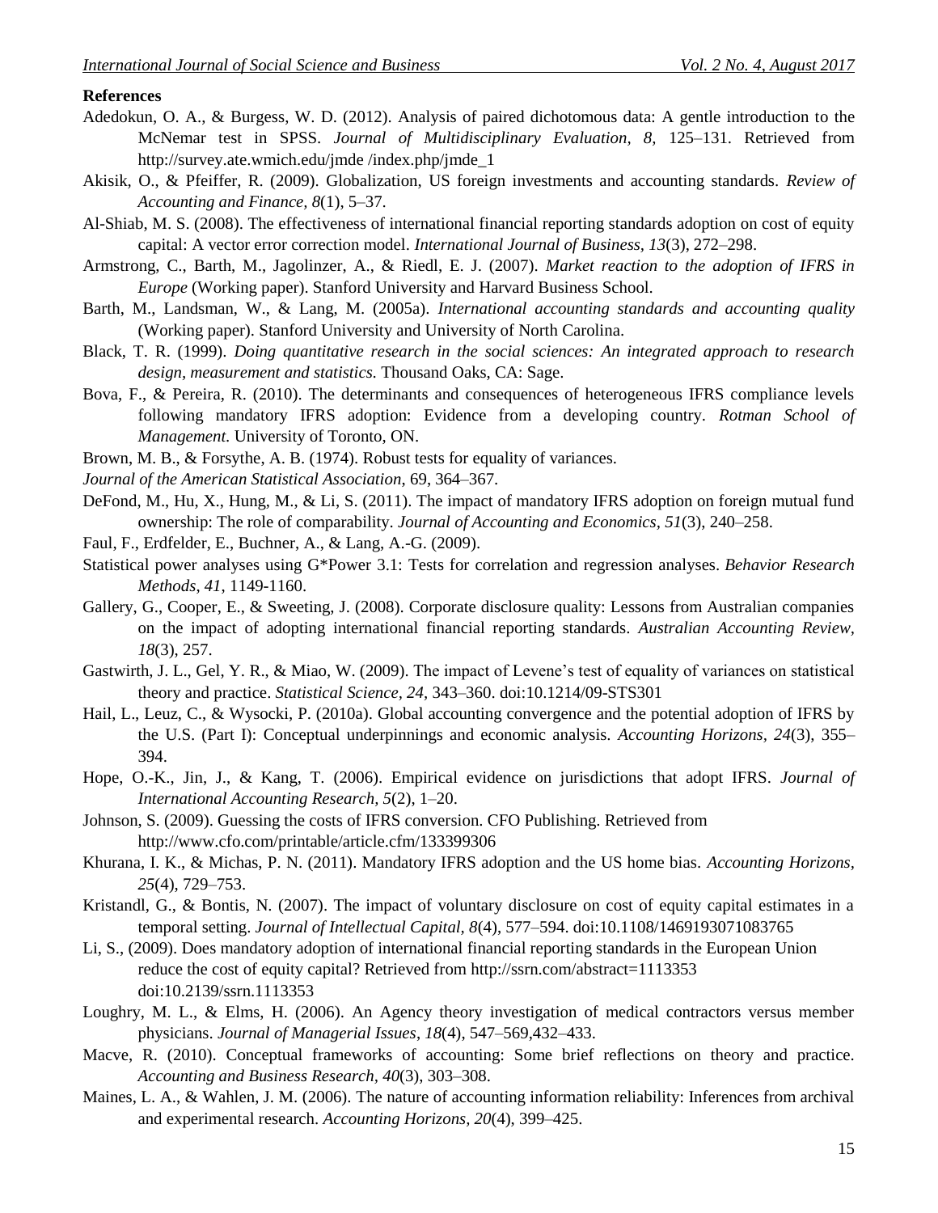**References**

Adedokun, O. A., & Burgess, W. D. (2012). Analysis of paired dichotomous data: A gentle introduction to the McNemar test in SPSS. *Journal of Multidisciplinary Evaluation, 8*, 125–131. Retrieved from http://survey.ate.wmich.edu/jmde /index.php/jmde_1

Akisik, O., & Pfeiffer, R. (2009). Globalization, US foreign investments and accounting standards. *Review of Accounting and Finance, 8*(1), 5–37.

Al-Shiab, M. S. (2008). The effectiveness of international financial reporting standards adoption on cost of equity capital: A vector error correction model. *International Journal of Business, 13*(3), 272–298.

Armstrong, C., Barth, M., Jagolinzer, A., & Riedl, E. J. (2007). *Market reaction to the adoption of IFRS in Europe* (Working paper). Stanford University and Harvard Business School.

Barth, M., Landsman, W., & Lang, M. (2005a). *International accounting standards and accounting quality* (Working paper). Stanford University and University of North Carolina.

Black, T. R. (1999). *Doing quantitative research in the social sciences: An integrated approach to research design, measurement and statistics.* Thousand Oaks, CA: Sage.

Bova, F., & Pereira, R. (2010). The determinants and consequences of heterogeneous IFRS compliance levels following mandatory IFRS adoption: Evidence from a developing country. *Rotman School of Management.* University of Toronto, ON.

Brown, M. B., & Forsythe, A. B. (1974). Robust tests for equality of variances.

*Journal of the American Statistical Association*, 69, 364–367.

DeFond, M., Hu, X., Hung, M., & Li, S. (2011). The impact of mandatory IFRS adoption on foreign mutual fund ownership: The role of comparability. *Journal of Accounting and Economics, 51*(3), 240–258.

Faul, F., Erdfelder, E., Buchner, A., & Lang, A.-G. (2009).

Statistical power analyses using G*Power 3.1: Tests for correlation and regression analyses. *Behavior Research Methods, 41*, 1149-1160.

Gallery, G., Cooper, E., & Sweeting, J. (2008). Corporate disclosure quality: Lessons from Australian companies on the impact of adopting international financial reporting standards. *Australian Accounting Review, 18*(3), 257.

Gastwirth, J. L., Gel, Y. R., & Miao, W. (2009). The impact of Levene's test of equality of variances on statistical theory and practice. *Statistical Science, 24*, 343–360. doi:10.1214/09-STS301

Hail, L., Leuz, C., & Wysocki, P. (2010a). Global accounting convergence and the potential adoption of IFRS by the U.S. (Part I): Conceptual underpinnings and economic analysis. *Accounting Horizons, 24*(3), 355–394.

Hope, O.-K., Jin, J., & Kang, T. (2006). Empirical evidence on jurisdictions that adopt IFRS. *Journal of International Accounting Research, 5*(2), 1–20.

Johnson, S. (2009). Guessing the costs of IFRS conversion. CFO Publishing. Retrieved from http://www.cfo.com/printable/article.cfm/133399306

Khurana, I. K., & Michas, P. N. (2011). Mandatory IFRS adoption and the US home bias. *Accounting Horizons, 25*(4), 729–753.

Kristandl, G., & Bontis, N. (2007). The impact of voluntary disclosure on cost of equity capital estimates in a temporal setting. *Journal of Intellectual Capital, 8*(4), 577–594. doi:10.1108/1469193071083765

Li, S., (2009). Does mandatory adoption of international financial reporting standards in the European Union reduce the cost of equity capital? Retrieved from http://ssrn.com/abstract=1113353 doi:10.2139/ssrn.1113353

Loughry, M. L., & Elms, H. (2006). An Agency theory investigation of medical contractors versus member physicians. *Journal of Managerial Issues, 18*(4), 547–569,432–433.

Macve, R. (2010). Conceptual frameworks of accounting: Some brief reflections on theory and practice. *Accounting and Business Research, 40*(3), 303–308.

Maines, L. A., & Wahlen, J. M. (2006). The nature of accounting information reliability: Inferences from archival and experimental research. *Accounting Horizons, 20*(4), 399–425.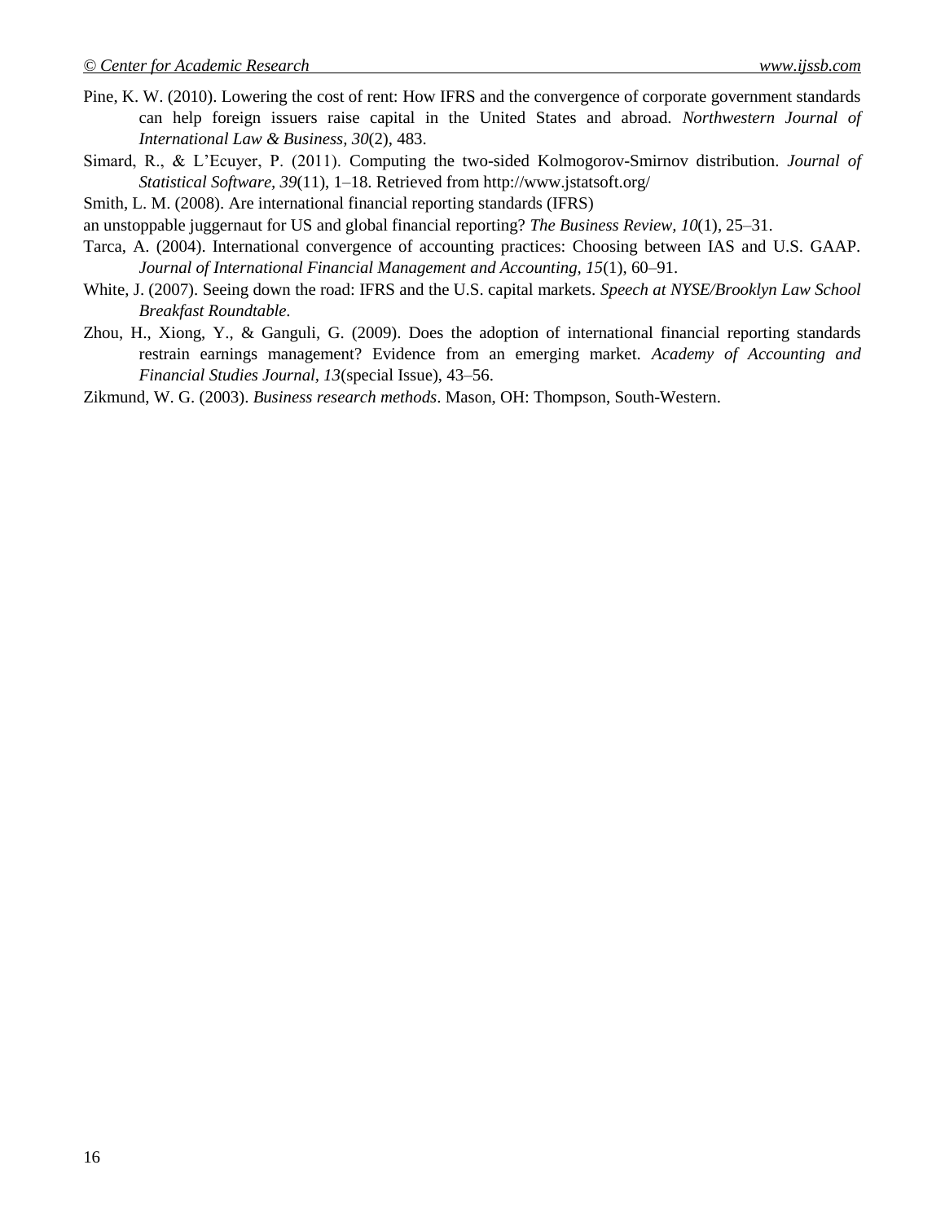Pine, K. W. (2010). Lowering the cost of rent: How IFRS and the convergence of corporate government standards can help foreign issuers raise capital in the United States and abroad. *Northwestern Journal of International Law & Business, 30*(2), 483.

Simard, R., & L'Ecuyer, P. (2011). Computing the two-sided Kolmogorov-Smirnov distribution. *Journal of Statistical Software, 39*(11), 1–18. Retrieved from http://www.jstatsoft.org/

Smith, L. M. (2008). Are international financial reporting standards (IFRS)

an unstoppable juggernaut for US and global financial reporting? *The Business Review, 10*(1), 25–31.

Tarca, A. (2004). International convergence of accounting practices: Choosing between IAS and U.S. GAAP. *Journal of International Financial Management and Accounting, 15*(1), 60–91.

White, J. (2007). Seeing down the road: IFRS and the U.S. capital markets. *Speech at NYSE/Brooklyn Law School Breakfast Roundtable.*

Zhou, H., Xiong, Y., & Ganguli, G. (2009). Does the adoption of international financial reporting standards restrain earnings management? Evidence from an emerging market. *Academy of Accounting and Financial Studies Journal, 13*(special Issue), 43–56.

Zikmund, W. G. (2003). *Business research methods*. Mason, OH: Thompson, South-Western.